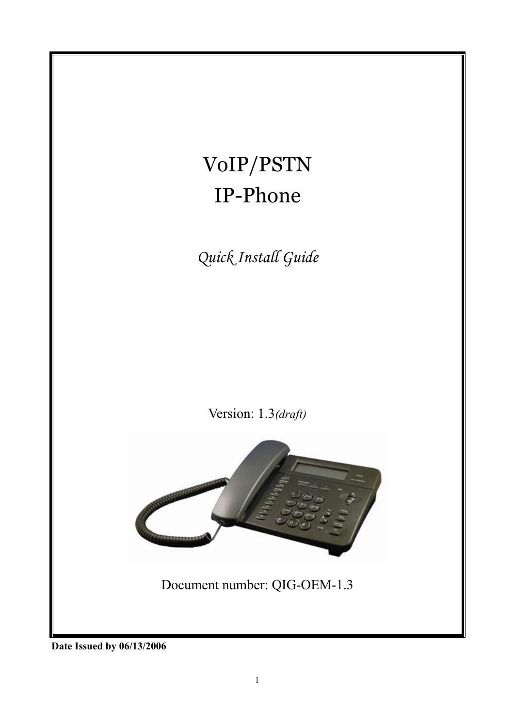# VoIP/PSTN
# IP-Phone

*Quick Install Guide*

Version: 1.3*(draft)*

Document number: QIG-OEM-1.3

**Date Issued by 06/13/2006**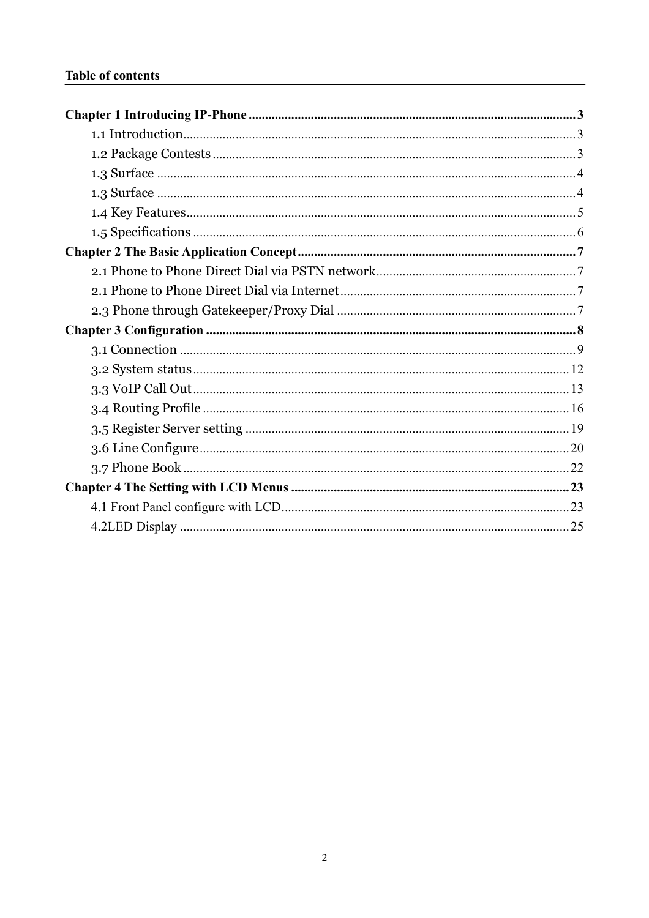**Table of contents**

**Chapter 1 Introducing IP-Phone** ........................................................................................................ **3**

1.1 Introduction........................................................................................................................ 3

1.2 Package Contests ............................................................................................................. 3

1.3 Surface .............................................................................................................................. 4

1.3 Surface .............................................................................................................................. 4

1.4 Key Features...................................................................................................................... 5

1.5 Specifications ..................................................................................................................... 6

**Chapter 2 The Basic Application Concept** ...................................................................................... **7**

2.1 Phone to Phone Direct Dial via PSTN network............................................................. 7

2.1 Phone to Phone Direct Dial via Internet......................................................................... 7

2.3 Phone through Gatekeeper/Proxy Dial .......................................................................... 7

**Chapter 3 Configuration** ...................................................................................................................... **8**

3.1 Connection ......................................................................................................................... 9

3.2 System status.................................................................................................................... 12

3.3 VoIP Call Out..................................................................................................................... 13

3.4 Routing Profile .................................................................................................................. 16

3.5 Register Server setting .................................................................................................... 19

3.6 Line Configure................................................................................................................... 20

3.7 Phone Book ....................................................................................................................... 22

**Chapter 4 The Setting with LCD Menus** .......................................................................................... **23**

4.1 Front Panel configure with LCD....................................................................................... 23

4.2LED Display ........................................................................................................................ 25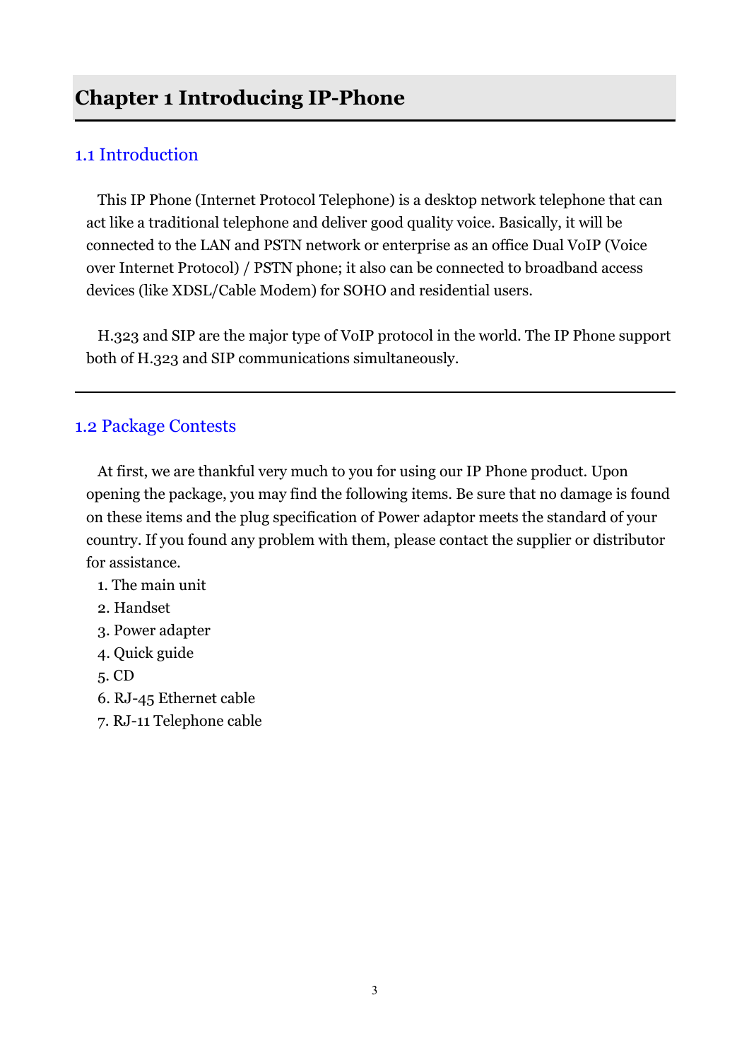# Chapter 1 Introducing IP-Phone

## 1.1 Introduction

This IP Phone (Internet Protocol Telephone) is a desktop network telephone that can act like a traditional telephone and deliver good quality voice. Basically, it will be connected to the LAN and PSTN network or enterprise as an office Dual VoIP (Voice over Internet Protocol) / PSTN phone; it also can be connected to broadband access devices (like XDSL/Cable Modem) for SOHO and residential users.

H.323 and SIP are the major type of VoIP protocol in the world. The IP Phone support both of H.323 and SIP communications simultaneously.

---

## 1.2 Package Contests

At first, we are thankful very much to you for using our IP Phone product. Upon opening the package, you may find the following items. Be sure that no damage is found on these items and the plug specification of Power adaptor meets the standard of your country. If you found any problem with them, please contact the supplier or distributor for assistance.

1. The main unit
2. Handset
3. Power adapter
4. Quick guide
5. CD
6. RJ-45 Ethernet cable
7. RJ-11 Telephone cable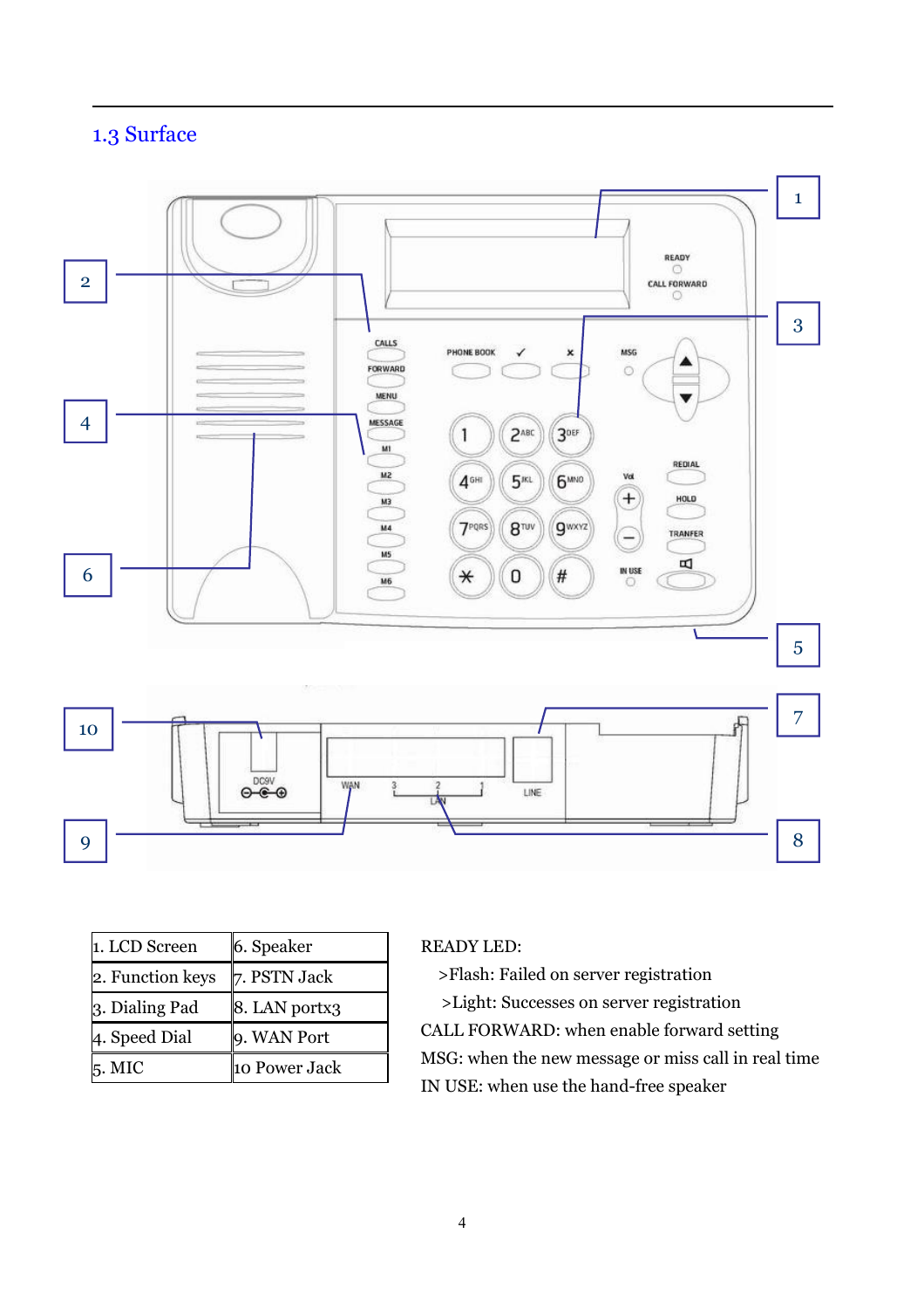## 1.3 Surface

| 1. LCD Screen | 6. Speaker |
|---|---|
| 2. Function keys | 7. PSTN Jack |
| 3. Dialing Pad | 8. LAN portx3 |
| 4. Speed Dial | 9. WAN Port |
| 5. MIC | 10 Power Jack |

READY LED:

>Flash: Failed on server registration

>Light: Successes on server registration

CALL FORWARD: when enable forward setting

MSG: when the new message or miss call in real time

IN USE: when use the hand-free speaker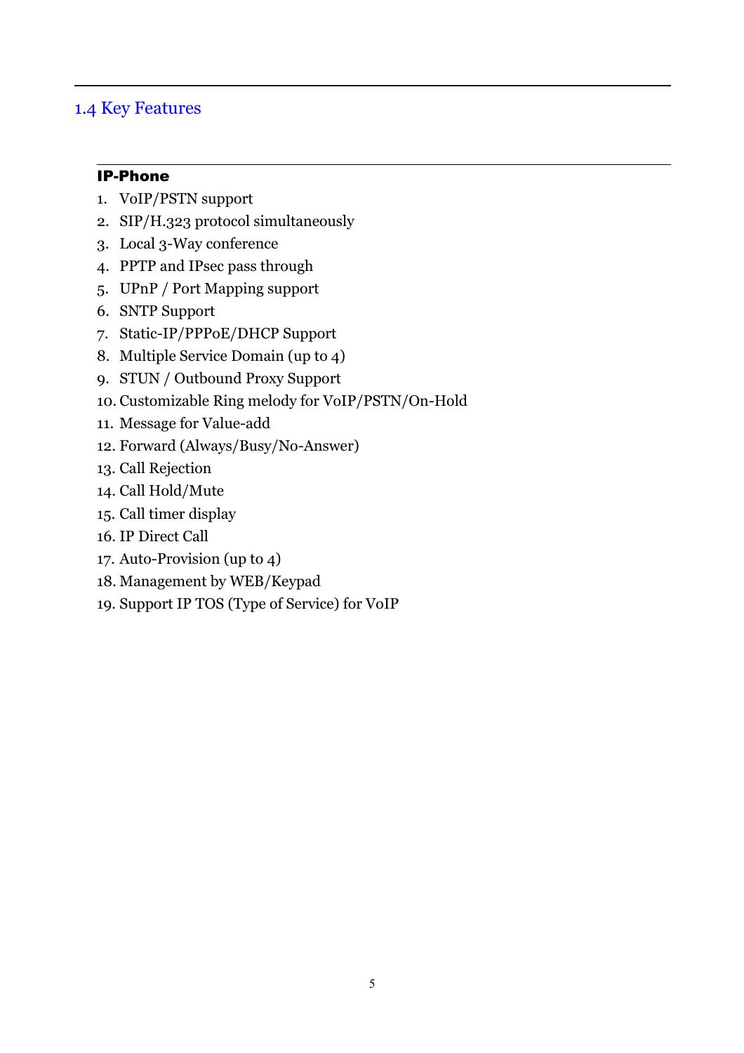## 1.4 Key Features

### IP-Phone

1. VoIP/PSTN support
2. SIP/H.323 protocol simultaneously
3. Local 3-Way conference
4. PPTP and IPsec pass through
5. UPnP / Port Mapping support
6. SNTP Support
7. Static-IP/PPPoE/DHCP Support
8. Multiple Service Domain (up to 4)
9. STUN / Outbound Proxy Support
10. Customizable Ring melody for VoIP/PSTN/On-Hold
11. Message for Value-add
12. Forward (Always/Busy/No-Answer)
13. Call Rejection
14. Call Hold/Mute
15. Call timer display
16. IP Direct Call
17. Auto-Provision (up to 4)
18. Management by WEB/Keypad
19. Support IP TOS (Type of Service) for VoIP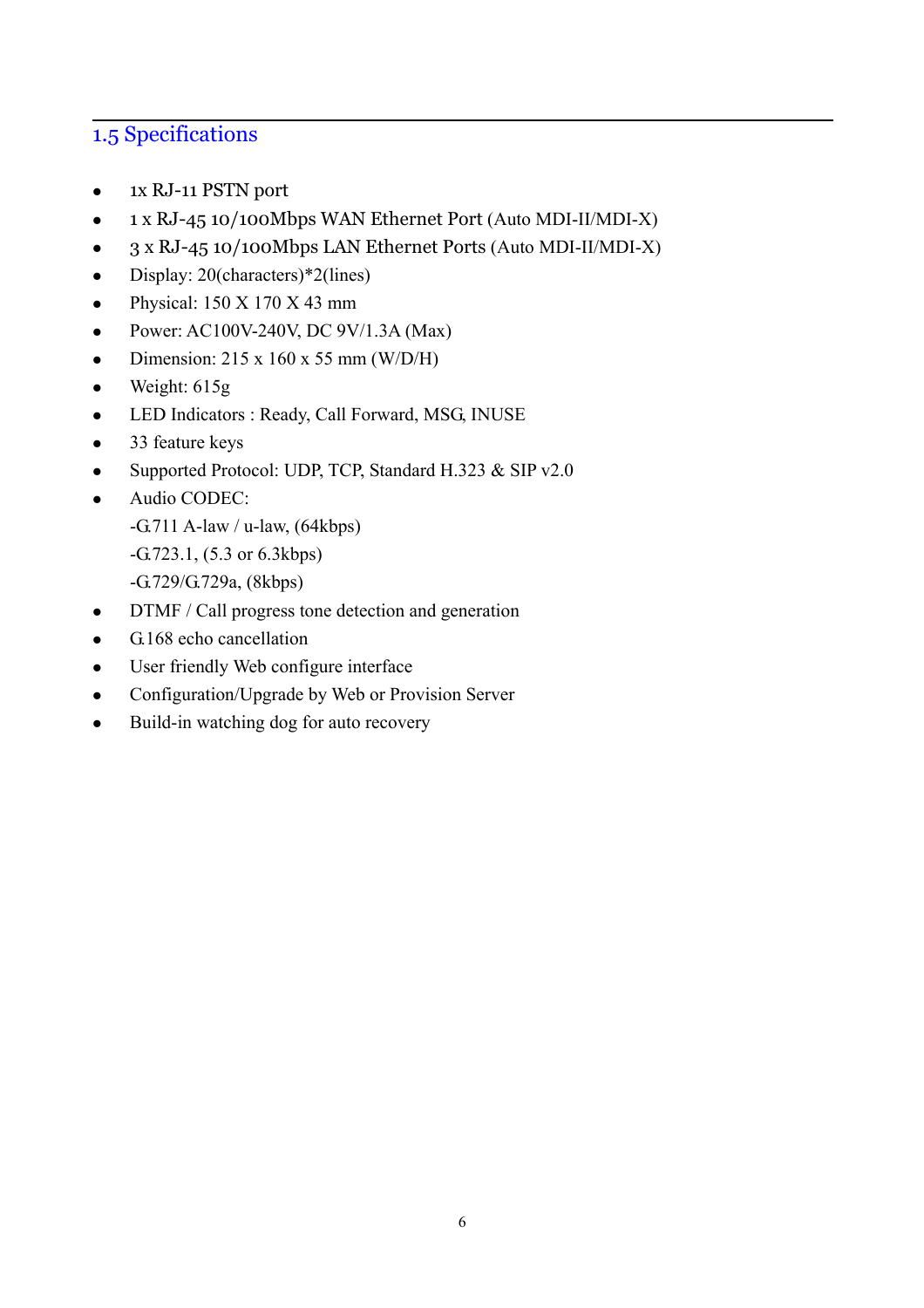## 1.5 Specifications

- 1x RJ-11 PSTN port
- 1 x RJ-45 10/100Mbps WAN Ethernet Port (Auto MDI-II/MDI-X)
- 3 x RJ-45 10/100Mbps LAN Ethernet Ports (Auto MDI-II/MDI-X)
- Display: 20(characters)*2(lines)
- Physical: 150 X 170 X 43 mm
- Power: AC100V-240V, DC 9V/1.3A (Max)
- Dimension: 215 x 160 x 55 mm (W/D/H)
- Weight: 615g
- LED Indicators : Ready, Call Forward, MSG, INUSE
- 33 feature keys
- Supported Protocol: UDP, TCP, Standard H.323 & SIP v2.0
- Audio CODEC:
  -G.711 A-law / u-law, (64kbps)
  -G.723.1, (5.3 or 6.3kbps)
  -G.729/G.729a, (8kbps)
- DTMF / Call progress tone detection and generation
- G.168 echo cancellation
- User friendly Web configure interface
- Configuration/Upgrade by Web or Provision Server
- Build-in watching dog for auto recovery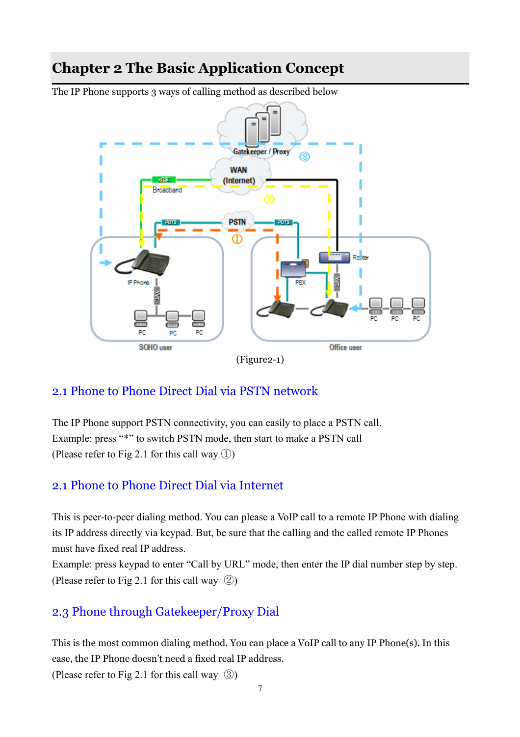# Chapter 2 The Basic Application Concept

The IP Phone supports 3 ways of calling method as described below

(Figure2-1)

## 2.1 Phone to Phone Direct Dial via PSTN network

The IP Phone support PSTN connectivity, you can easily to place a PSTN call.
Example: press "*" to switch PSTN mode, then start to make a PSTN call
(Please refer to Fig 2.1 for this call way ①)

## 2.1 Phone to Phone Direct Dial via Internet

This is peer-to-peer dialing method. You can please a VoIP call to a remote IP Phone with dialing its IP address directly via keypad. But, be sure that the calling and the called remote IP Phones must have fixed real IP address.
Example: press keypad to enter "Call by URL" mode, then enter the IP dial number step by step.
(Please refer to Fig 2.1 for this call way ②)

## 2.3 Phone through Gatekeeper/Proxy Dial

This is the most common dialing method. You can place a VoIP call to any IP Phone(s). In this case, the IP Phone doesn't need a fixed real IP address.
(Please refer to Fig 2.1 for this call way ③)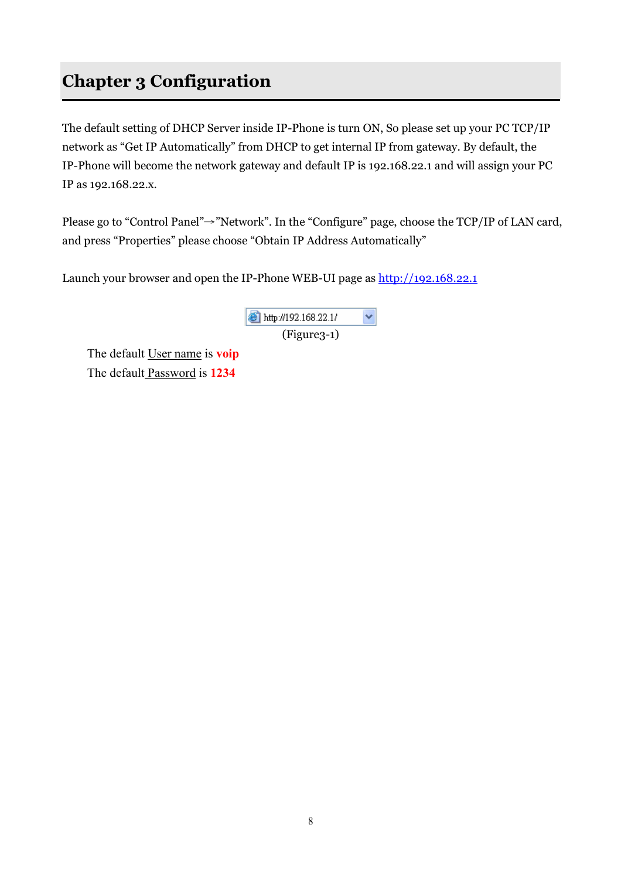# Chapter 3 Configuration

The default setting of DHCP Server inside IP-Phone is turn ON, So please set up your PC TCP/IP network as "Get IP Automatically" from DHCP to get internal IP from gateway. By default, the IP-Phone will become the network gateway and default IP is 192.168.22.1 and will assign your PC IP as 192.168.22.x.

Please go to "Control Panel"→"Network". In the "Configure" page, choose the TCP/IP of LAN card, and press "Properties" please choose "Obtain IP Address Automatically"

Launch your browser and open the IP-Phone WEB-UI page as [http://192.168.22.1](http://192.168.22.1)

http://192.168.22.1/

(Figure3-1)

The default User name is **voip**

The default Password is **1234**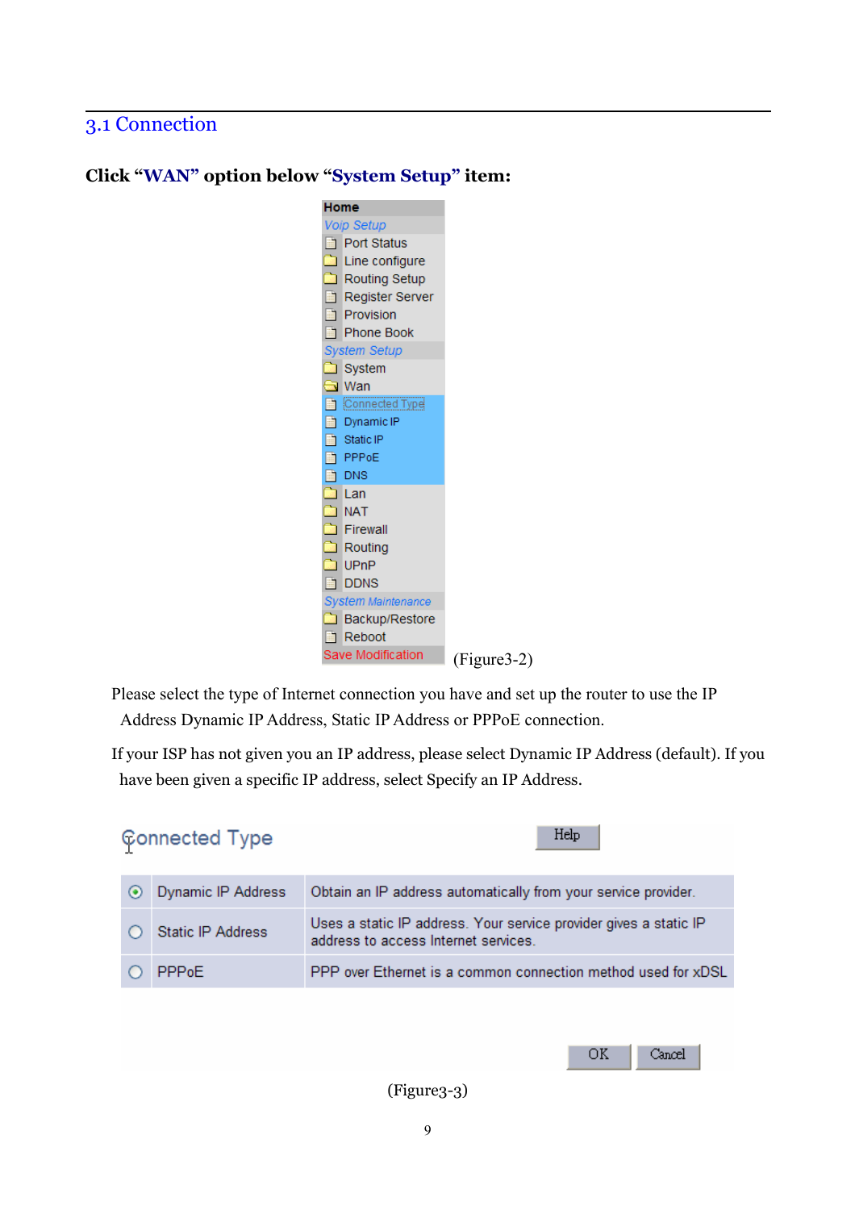## 3.1 Connection

**Click "WAN" option below "System Setup" item:**

Home
Voip Setup
Port Status
Line configure
Routing Setup
Register Server
Provision
Phone Book
System Setup
System
Wan
Connected Type
Dynamic IP
Static IP
PPPoE
DNS
Lan
NAT
Firewall
Routing
UPnP
DDNS
System Maintenance
Backup/Restore
Reboot
Save Modification

(Figure3-2)

Please select the type of Internet connection you have and set up the router to use the IP Address Dynamic IP Address, Static IP Address or PPPoE connection.

If your ISP has not given you an IP address, please select Dynamic IP Address (default). If you have been given a specific IP address, select Specify an IP Address.

Connected Type

Help

| | | |
|---|---|---|
| ◉ | Dynamic IP Address | Obtain an IP address automatically from your service provider. |
| ○ | Static IP Address | Uses a static IP address. Your service provider gives a static IP address to access Internet services. |
| ○ | PPPoE | PPP over Ethernet is a common connection method used for xDSL |

OK Cancel

(Figure3-3)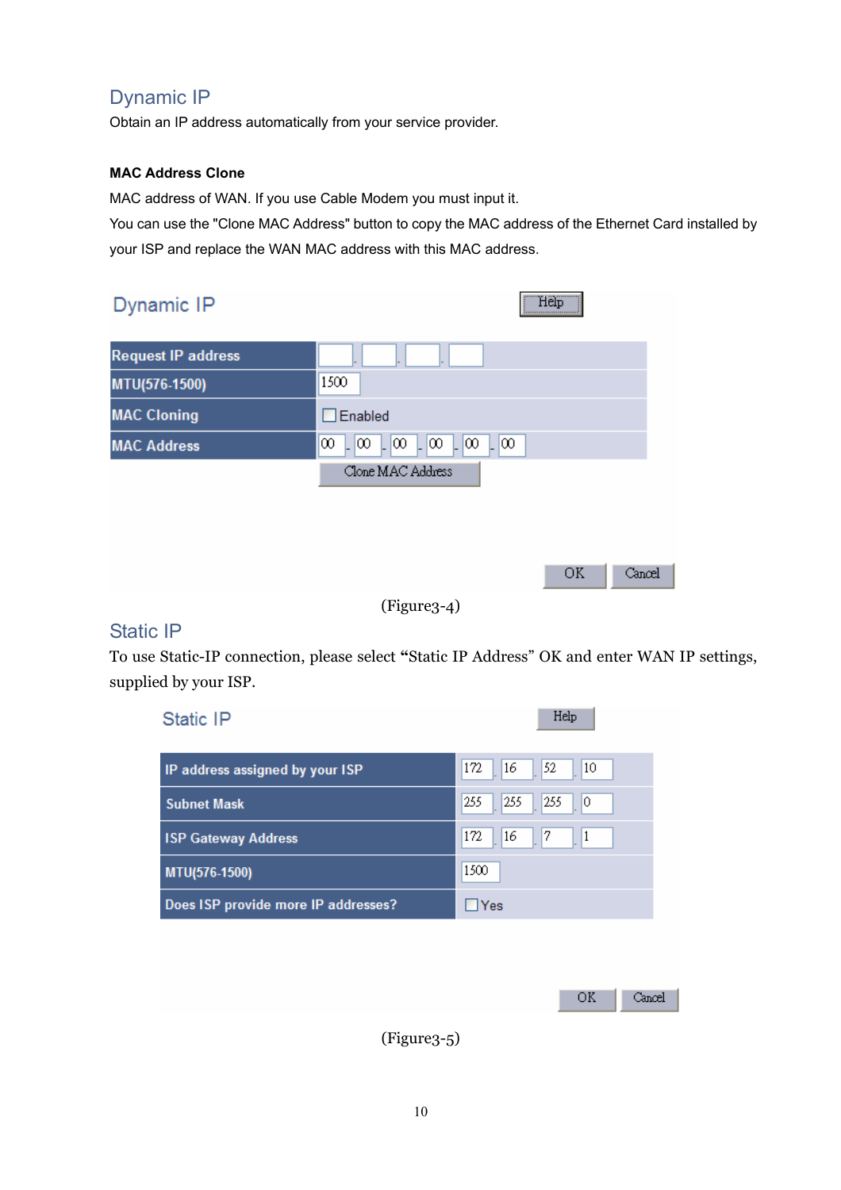## Dynamic IP

Obtain an IP address automatically from your service provider.

**MAC Address Clone**

MAC address of WAN. If you use Cable Modem you must input it.

You can use the "Clone MAC Address" button to copy the MAC address of the Ethernet Card installed by your ISP and replace the WAN MAC address with this MAC address.

| Dynamic IP | Help |
|---|---|
| Request IP address | . . . |
| MTU(576-1500) | 1500 |
| MAC Cloning | ☐ Enabled |
| MAC Address | 00 - 00 - 00 - 00 - 00 - 00 |
| | Clone MAC Address |
| | OK Cancel |

(Figure3-4)

## Static IP

To use Static-IP connection, please select "Static IP Address" OK and enter WAN IP settings, supplied by your ISP.

| Static IP | Help |
|---|---|
| IP address assigned by your ISP | 172 . 16 . 52 . 10 |
| Subnet Mask | 255 . 255 . 255 . 0 |
| ISP Gateway Address | 172 . 16 . 7 . 1 |
| MTU(576-1500) | 1500 |
| Does ISP provide more IP addresses? | ☐ Yes |
| | OK Cancel |

(Figure3-5)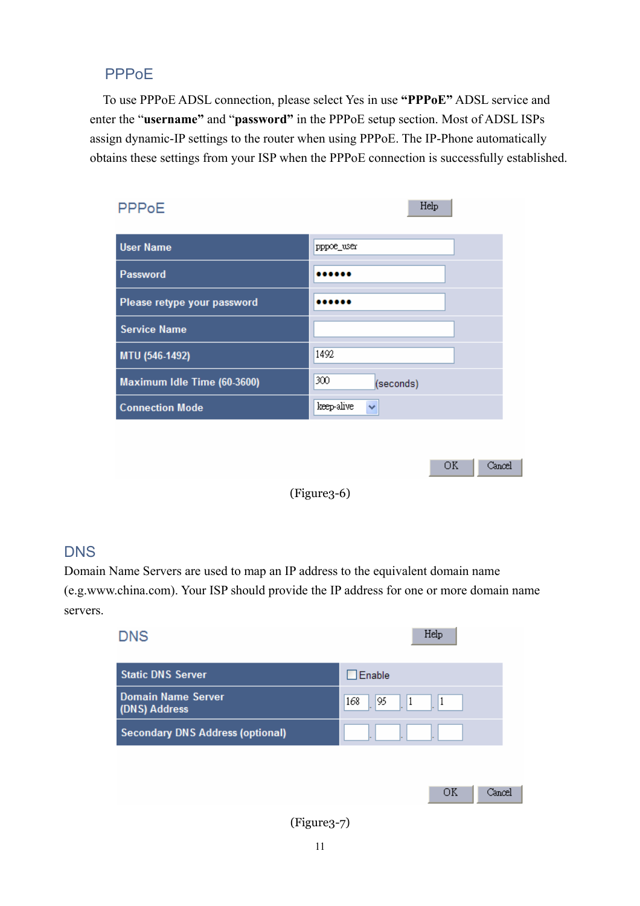## PPPoE

To use PPPoE ADSL connection, please select Yes in use **"PPPoE"** ADSL service and enter the "**username**" and "**password**" in the PPPoE setup section. Most of ADSL ISPs assign dynamic-IP settings to the router when using PPPoE. The IP-Phone automatically obtains these settings from your ISP when the PPPoE connection is successfully established.

**PPPoE** [Help]

| | |
|---|---|
| User Name | pppoe_user |
| Password | •••••• |
| Please retype your password | •••••• |
| Service Name | |
| MTU (546-1492) | 1492 |
| Maximum Idle Time (60-3600) | 300 (seconds) |
| Connection Mode | keep-alive |

[OK] [Cancel]

(Figure3-6)

## DNS

Domain Name Servers are used to map an IP address to the equivalent domain name (e.g.www.china.com). Your ISP should provide the IP address for one or more domain name servers.

**DNS** [Help]

| | |
|---|---|
| Static DNS Server | ☐ Enable |
| Domain Name Server (DNS) Address | 168 . 95 . 1 . 1 |
| Secondary DNS Address (optional) | . . . |

[OK] [Cancel]

(Figure3-7)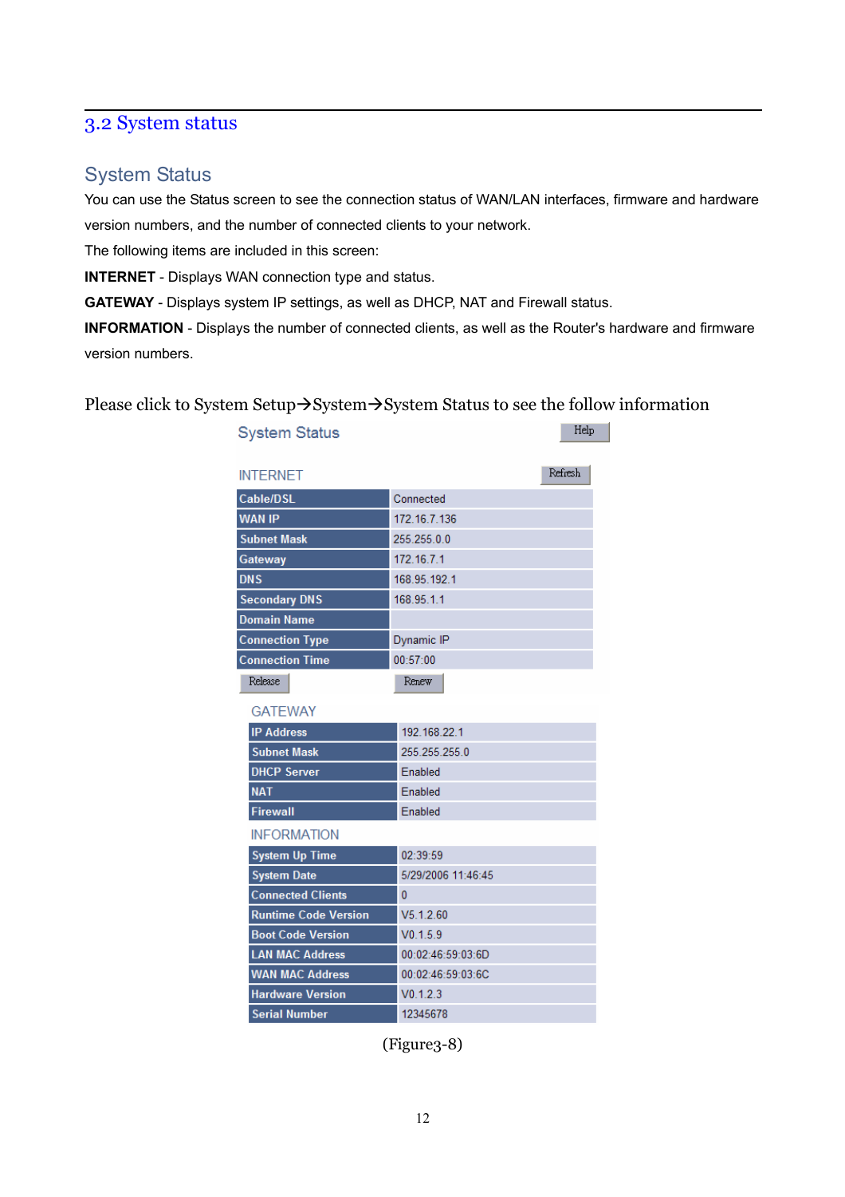## 3.2 System status

### System Status

You can use the Status screen to see the connection status of WAN/LAN interfaces, firmware and hardware version numbers, and the number of connected clients to your network.

The following items are included in this screen:

**INTERNET** - Displays WAN connection type and status.

**GATEWAY** - Displays system IP settings, as well as DHCP, NAT and Firewall status.

**INFORMATION** - Displays the number of connected clients, as well as the Router's hardware and firmware version numbers.

Please click to System Setup→System→System Status to see the follow information

System Status

Help

INTERNET

Refresh

| Cable/DSL | Connected |
|---|---|
| WAN IP | 172.16.7.136 |
| Subnet Mask | 255.255.0.0 |
| Gateway | 172.16.7.1 |
| DNS | 168.95.192.1 |
| Secondary DNS | 168.95.1.1 |
| Domain Name | |
| Connection Type | Dynamic IP |
| Connection Time | 00:57:00 |

Release  Renew

GATEWAY

| IP Address | 192.168.22.1 |
|---|---|
| Subnet Mask | 255.255.255.0 |
| DHCP Server | Enabled |
| NAT | Enabled |
| Firewall | Enabled |

INFORMATION

| System Up Time | 02:39:59 |
|---|---|
| System Date | 5/29/2006 11:46:45 |
| Connected Clients | 0 |
| Runtime Code Version | V5.1.2.60 |
| Boot Code Version | V0.1.5.9 |
| LAN MAC Address | 00:02:46:59:03:6D |
| WAN MAC Address | 00:02:46:59:03:6C |
| Hardware Version | V0.1.2.3 |
| Serial Number | 12345678 |

(Figure3-8)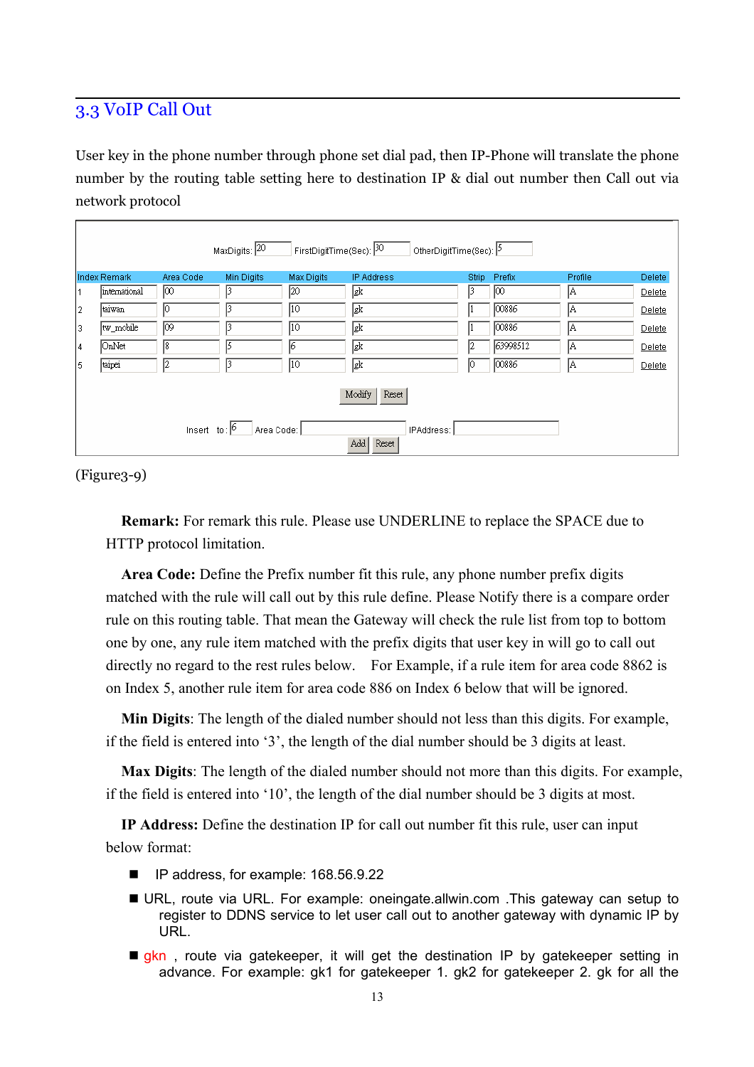## 3.3 VoIP Call Out

User key in the phone number through phone set dial pad, then IP-Phone will translate the phone number by the routing table setting here to destination IP & dial out number then Call out via network protocol

MaxDigits: 20 FirstDigitTime(Sec): 30 OtherDigitTime(Sec): 5

| Index | Remark | Area Code | Min Digits | Max Digits | IP Address | Strip | Prefix | Profile | Delete |
|---|---|---|---|---|---|---|---|---|---|
| 1 | international | 00 | 3 | 20 | gk | 3 | 00 | A | Delete |
| 2 | taiwan | 0 | 3 | 10 | gk | 1 | 00886 | A | Delete |
| 3 | tw_mobile | 09 | 3 | 10 | gk | 1 | 00886 | A | Delete |
| 4 | OnNet | 8 | 5 | 6 | gk | 2 | 63998512 | A | Delete |
| 5 | taipei | 2 | 3 | 10 | gk | 0 | 00886 | A | Delete |

Modify Reset

Insert to: 6 Area Code: IPAddress:

Add Reset

(Figure3-9)

**Remark:** For remark this rule. Please use UNDERLINE to replace the SPACE due to HTTP protocol limitation.

**Area Code:** Define the Prefix number fit this rule, any phone number prefix digits matched with the rule will call out by this rule define. Please Notify there is a compare order rule on this routing table. That mean the Gateway will check the rule list from top to bottom one by one, any rule item matched with the prefix digits that user key in will go to call out directly no regard to the rest rules below. For Example, if a rule item for area code 8862 is on Index 5, another rule item for area code 886 on Index 6 below that will be ignored.

**Min Digits**: The length of the dialed number should not less than this digits. For example, if the field is entered into '3', the length of the dial number should be 3 digits at least.

**Max Digits**: The length of the dialed number should not more than this digits. For example, if the field is entered into '10', the length of the dial number should be 3 digits at most.

**IP Address:** Define the destination IP for call out number fit this rule, user can input below format:

- IP address, for example: 168.56.9.22
- URL, route via URL. For example: oneingate.allwin.com .This gateway can setup to register to DDNS service to let user call out to another gateway with dynamic IP by URL.
- gkn , route via gatekeeper, it will get the destination IP by gatekeeper setting in advance. For example: gk1 for gatekeeper 1. gk2 for gatekeeper 2. gk for all the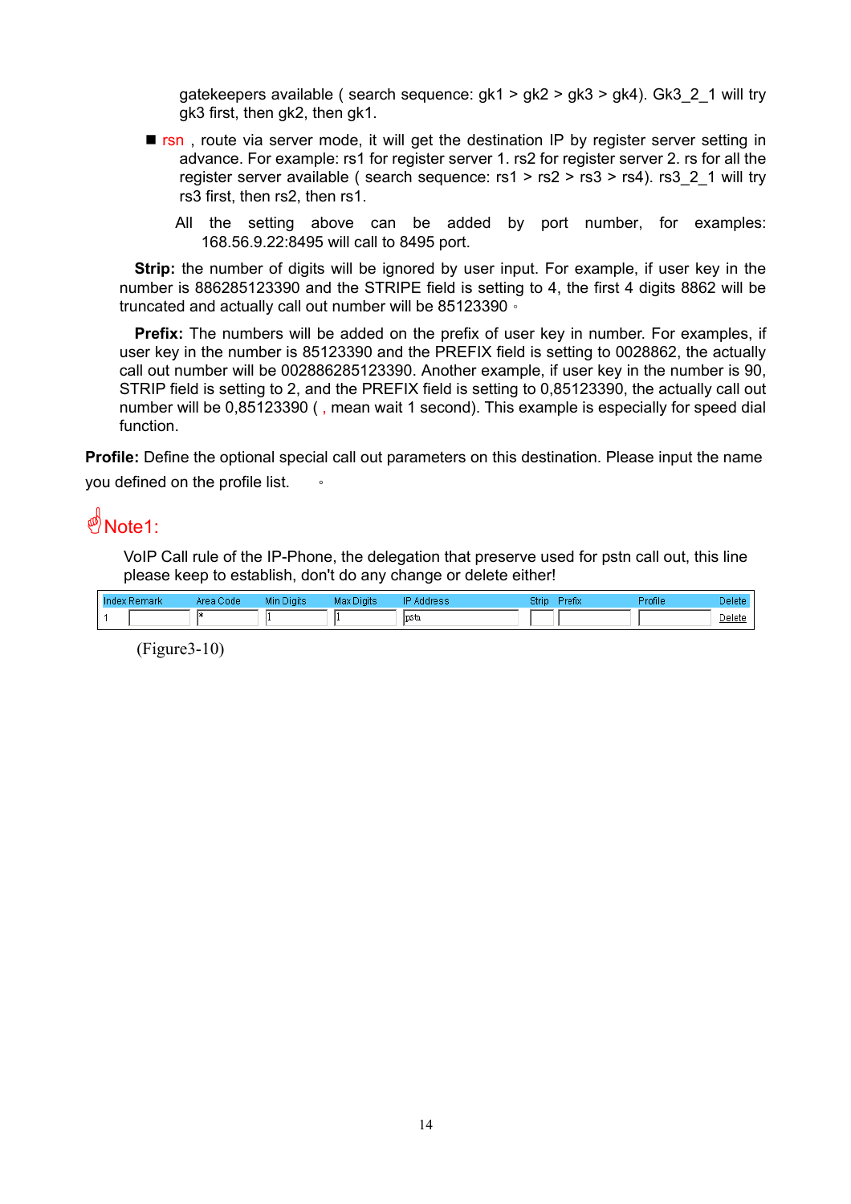gatekeepers available ( search sequence: gk1 > gk2 > gk3 > gk4). Gk3_2_1 will try gk3 first, then gk2, then gk1.

- rsn , route via server mode, it will get the destination IP by register server setting in advance. For example: rs1 for register server 1. rs2 for register server 2. rs for all the register server available ( search sequence: rs1 > rs2 > rs3 > rs4). rs3_2_1 will try rs3 first, then rs2, then rs1.

  All the setting above can be added by port number, for examples: 168.56.9.22:8495 will call to 8495 port.

**Strip:** the number of digits will be ignored by user input. For example, if user key in the number is 886285123390 and the STRIPE field is setting to 4, the first 4 digits 8862 will be truncated and actually call out number will be 85123390 。

**Prefix:** The numbers will be added on the prefix of user key in number. For examples, if user key in the number is 85123390 and the PREFIX field is setting to 0028862, the actually call out number will be 002886285123390. Another example, if user key in the number is 90, STRIP field is setting to 2, and the PREFIX field is setting to 0,85123390, the actually call out number will be 0,85123390 ( , mean wait 1 second). This example is especially for speed dial function.

**Profile:** Define the optional special call out parameters on this destination. Please input the name you defined on the profile list. 。

## Note1:

VoIP Call rule of the IP-Phone, the delegation that preserve used for pstn call out, this line please keep to establish, don't do any change or delete either!

| Index | Remark | Area Code | Min Digits | Max Digits | IP Address | Strip | Prefix | Profile | Delete |
|---|---|---|---|---|---|---|---|---|---|
| 1 | | * | 1 | 1 | pstn | | | | Delete |

(Figure3-10)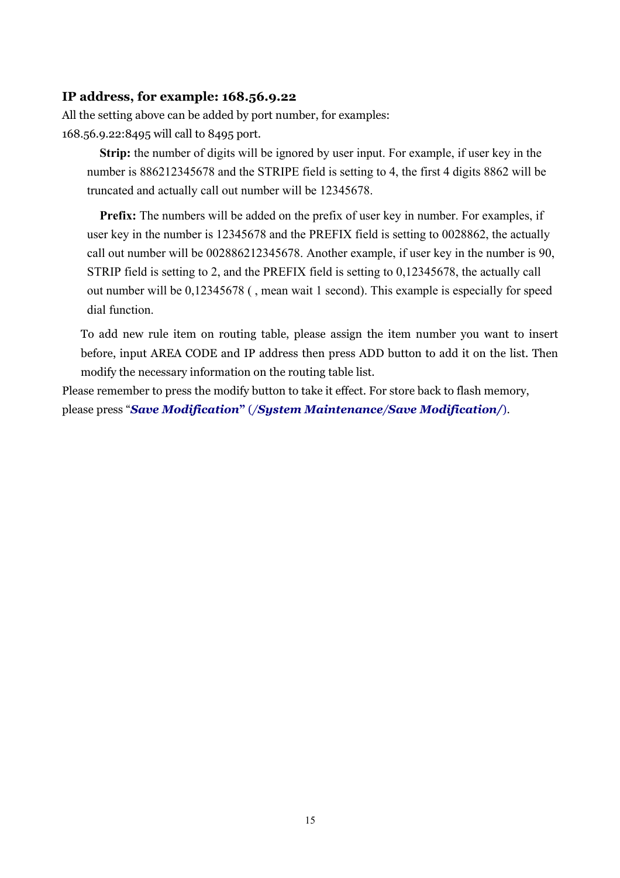**IP address, for example: 168.56.9.22**

All the setting above can be added by port number, for examples:
168.56.9.22:8495 will call to 8495 port.

**Strip:** the number of digits will be ignored by user input. For example, if user key in the number is 886212345678 and the STRIPE field is setting to 4, the first 4 digits 8862 will be truncated and actually call out number will be 12345678.

**Prefix:** The numbers will be added on the prefix of user key in number. For examples, if user key in the number is 12345678 and the PREFIX field is setting to 0028862, the actually call out number will be 002886212345678. Another example, if user key in the number is 90, STRIP field is setting to 2, and the PREFIX field is setting to 0,12345678, the actually call out number will be 0,12345678 ( , mean wait 1 second). This example is especially for speed dial function.

To add new rule item on routing table, please assign the item number you want to insert before, input AREA CODE and IP address then press ADD button to add it on the list. Then modify the necessary information on the routing table list.

Please remember to press the modify button to take it effect. For store back to flash memory, please press "***Save Modification***" (***/System Maintenance/Save Modification/***).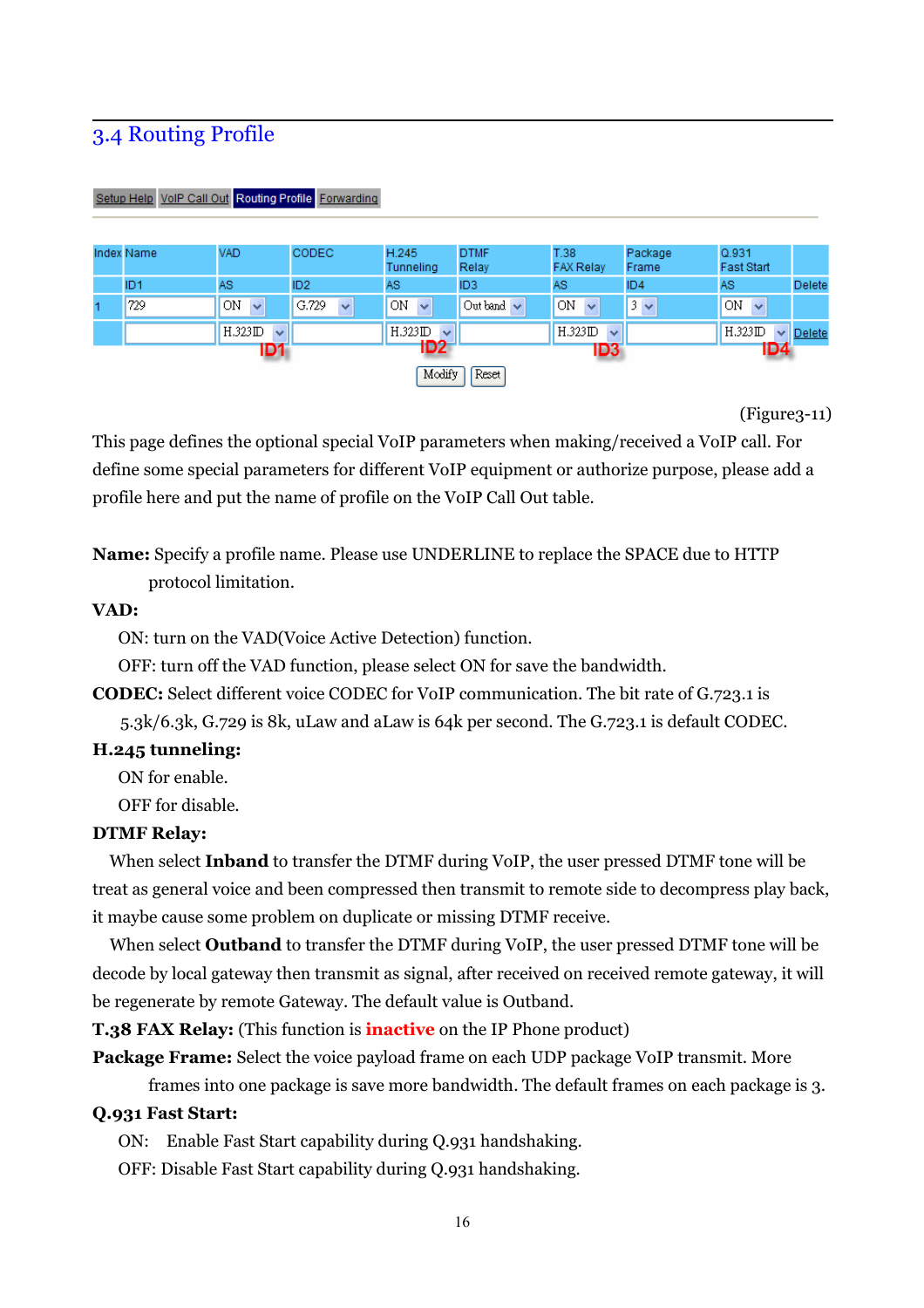## 3.4 Routing Profile

Setup Help | VoIP Call Out | Routing Profile | Forwarding

| Index | Name | VAD | CODEC | H.245 Tunneling | DTMF Relay | T.38 FAX Relay | Package Frame | Q.931 Fast Start | |
|---|---|---|---|---|---|---|---|---|---|
| | ID1 | AS | ID2 | AS | ID3 | AS | ID4 | AS | Delete |
| 1 | 729 | ON | G.729 | ON | Out band | ON | 3 | ON | |
| | | H.323ID | | H.323ID | | H.323ID | | H.323ID | Delete |
| | | ID1 | | ID2 | | ID3 | | ID4 | |

Modify | Reset

(Figure3-11)

This page defines the optional special VoIP parameters when making/received a VoIP call. For define some special parameters for different VoIP equipment or authorize purpose, please add a profile here and put the name of profile on the VoIP Call Out table.

**Name:** Specify a profile name. Please use UNDERLINE to replace the SPACE due to HTTP protocol limitation.

**VAD:**

ON: turn on the VAD(Voice Active Detection) function.

OFF: turn off the VAD function, please select ON for save the bandwidth.

**CODEC:** Select different voice CODEC for VoIP communication. The bit rate of G.723.1 is 5.3k/6.3k, G.729 is 8k, uLaw and aLaw is 64k per second. The G.723.1 is default CODEC.

**H.245 tunneling:**

ON for enable.

OFF for disable.

**DTMF Relay:**

When select **Inband** to transfer the DTMF during VoIP, the user pressed DTMF tone will be treat as general voice and been compressed then transmit to remote side to decompress play back, it maybe cause some problem on duplicate or missing DTMF receive.

When select **Outband** to transfer the DTMF during VoIP, the user pressed DTMF tone will be decode by local gateway then transmit as signal, after received on received remote gateway, it will be regenerate by remote Gateway. The default value is Outband.

**T.38 FAX Relay:** (This function is **inactive** on the IP Phone product)

**Package Frame:** Select the voice payload frame on each UDP package VoIP transmit. More frames into one package is save more bandwidth. The default frames on each package is 3.

**Q.931 Fast Start:**

ON: Enable Fast Start capability during Q.931 handshaking.

OFF: Disable Fast Start capability during Q.931 handshaking.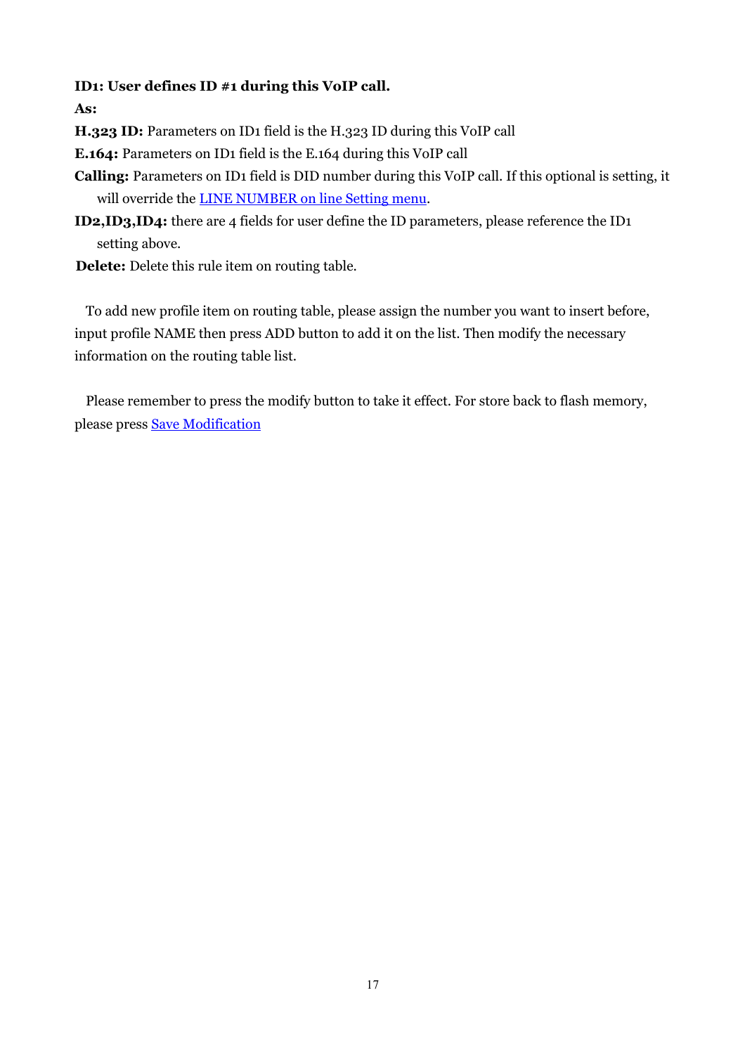**ID1: User defines ID #1 during this VoIP call.**

**As:**

**H.323 ID:** Parameters on ID1 field is the H.323 ID during this VoIP call

**E.164:** Parameters on ID1 field is the E.164 during this VoIP call

**Calling:** Parameters on ID1 field is DID number during this VoIP call. If this optional is setting, it will override the LINE NUMBER on line Setting menu.

**ID2,ID3,ID4:** there are 4 fields for user define the ID parameters, please reference the ID1 setting above.

**Delete:** Delete this rule item on routing table.

To add new profile item on routing table, please assign the number you want to insert before, input profile NAME then press ADD button to add it on the list. Then modify the necessary information on the routing table list.

Please remember to press the modify button to take it effect. For store back to flash memory, please press Save Modification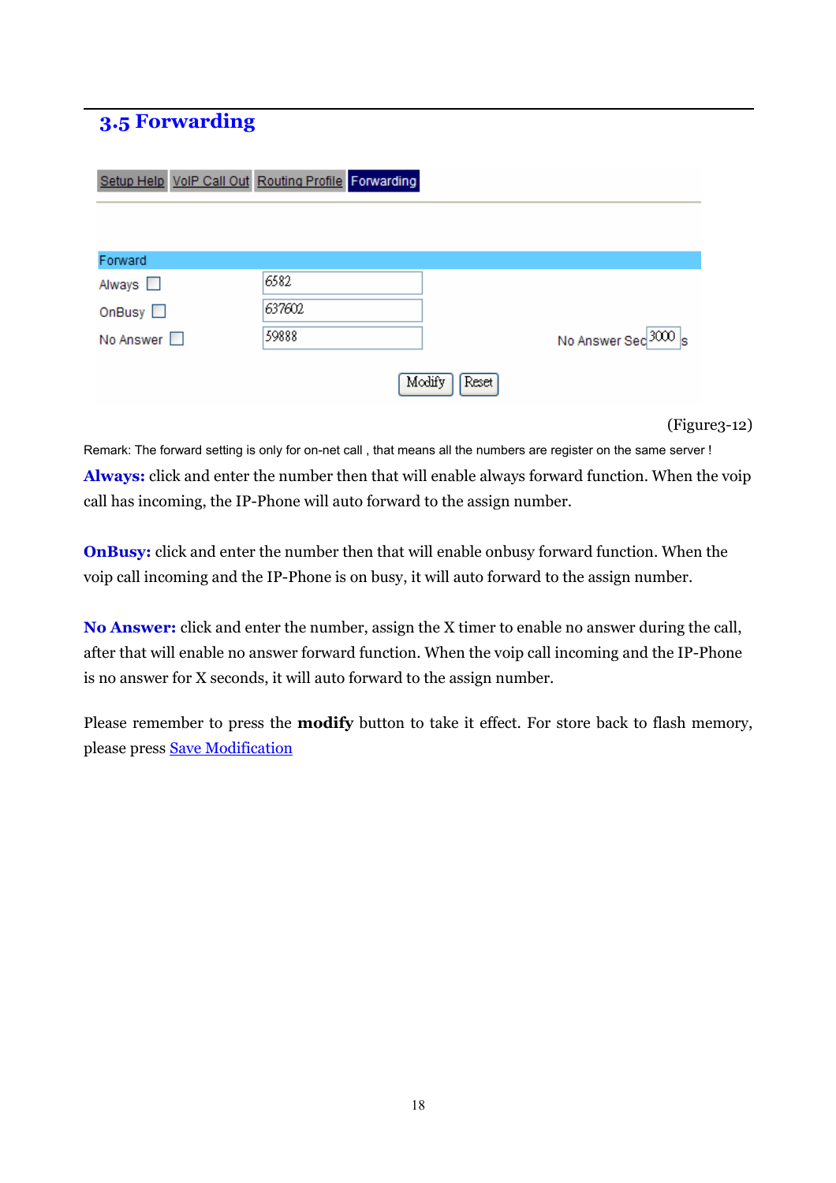## 3.5 Forwarding

| Setup Help | VoIP Call Out | Routing Profile | Forwarding |
|---|---|---|---|

**Forward**

| | | | |
|---|---|---|---|
| Always ☐ | 6582 | | |
| OnBusy ☐ | 637602 | | |
| No Answer ☐ | 59888 | No Answer Sec | 3000 s |

[Modify] [Reset]

(Figure3-12)

Remark: The forward setting is only for on-net call , that means all the numbers are register on the same server !

**Always:** click and enter the number then that will enable always forward function. When the voip call has incoming, the IP-Phone will auto forward to the assign number.

**OnBusy:** click and enter the number then that will enable onbusy forward function. When the voip call incoming and the IP-Phone is on busy, it will auto forward to the assign number.

**No Answer:** click and enter the number, assign the X timer to enable no answer during the call, after that will enable no answer forward function. When the voip call incoming and the IP-Phone is no answer for X seconds, it will auto forward to the assign number.

Please remember to press the **modify** button to take it effect. For store back to flash memory, please press Save Modification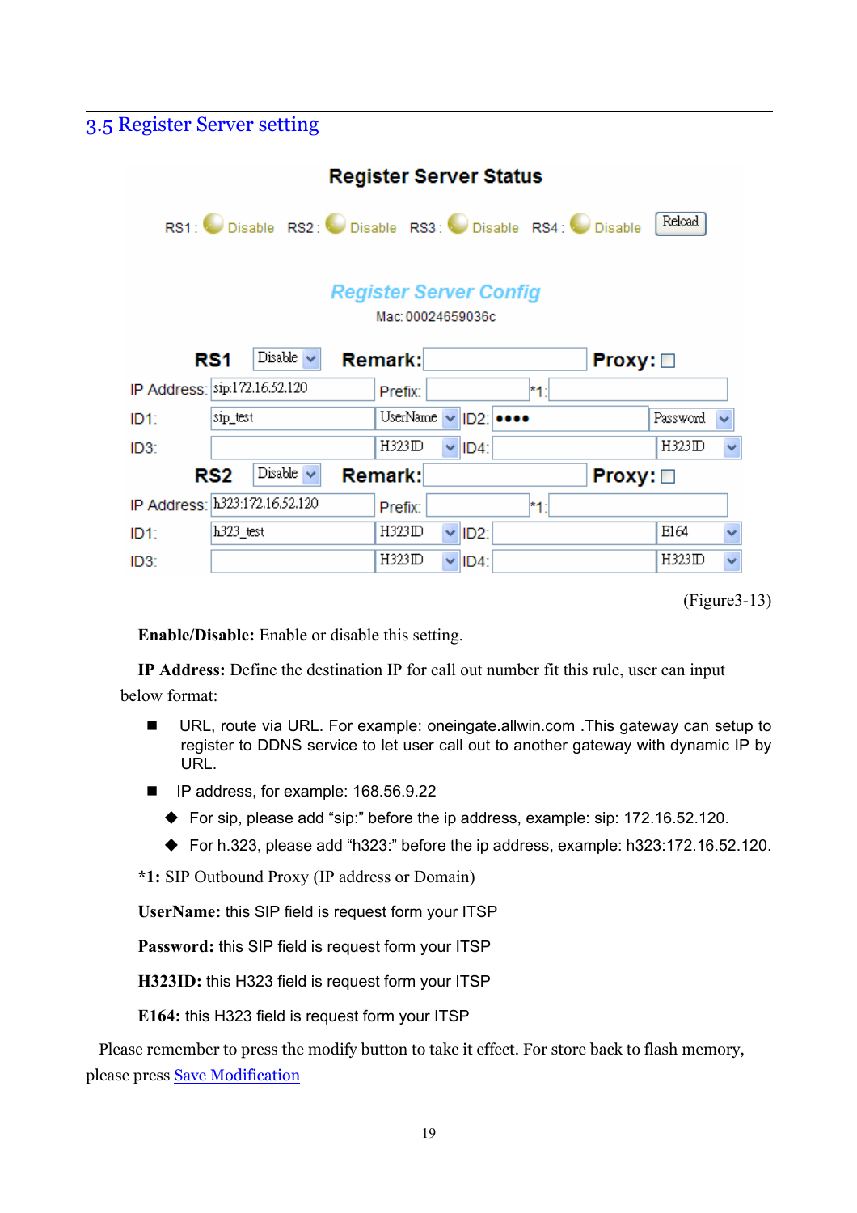## 3.5 Register Server setting

**Register Server Status**

RS1 : Disable RS2 : Disable RS3 : Disable RS4 : Disable [Reload]

*Register Server Config*

Mac: 00024659036c

| | | | | | |
|---|---|---|---|---|---|
| **RS1** | Disable | **Remark:** | | **Proxy:** ☐ | |
| IP Address: | sip:172.16.52.120 | Prefix: | | *1: | |
| ID1: | sip_test | UserName | ID2: ●●●● | | Password |
| ID3: | | H323ID | ID4: | | H323ID |
| **RS2** | Disable | **Remark:** | | **Proxy:** ☐ | |
| IP Address: | h323:172.16.52.120 | Prefix: | | *1: | |
| ID1: | h323_test | H323ID | ID2: | | E164 |
| ID3: | | H323ID | ID4: | | H323ID |

(Figure3-13)

**Enable/Disable:** Enable or disable this setting.

**IP Address:** Define the destination IP for call out number fit this rule, user can input below format:

- URL, route via URL. For example: oneingate.allwin.com .This gateway can setup to register to DDNS service to let user call out to another gateway with dynamic IP by URL.
- IP address, for example: 168.56.9.22
  - For sip, please add “sip:” before the ip address, example: sip: 172.16.52.120.
  - For h.323, please add “h323:” before the ip address, example: h323:172.16.52.120.

***1:** SIP Outbound Proxy (IP address or Domain)

**UserName:** this SIP field is request form your ITSP

**Password:** this SIP field is request form your ITSP

**H323ID:** this H323 field is request form your ITSP

**E164:** this H323 field is request form your ITSP

Please remember to press the modify button to take it effect. For store back to flash memory, please press Save Modification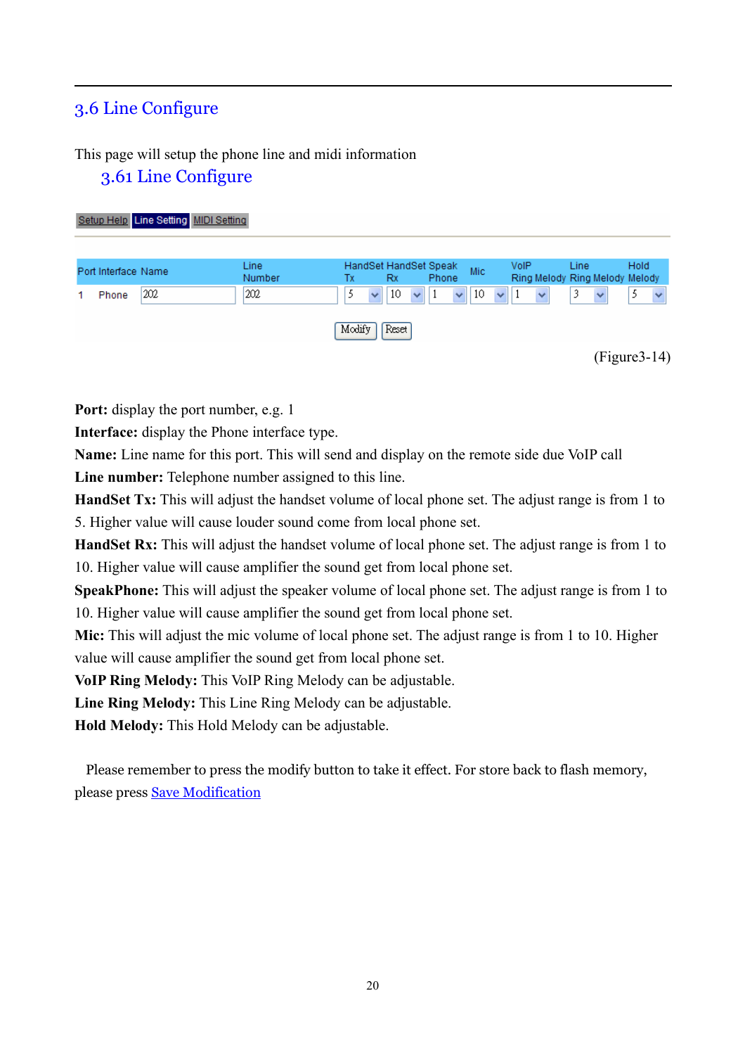## 3.6 Line Configure

This page will setup the phone line and midi information

### 3.61 Line Configure

Setup Help | Line Setting | MIDI Setting

| Port | Interface | Name | Line Number | HandSet Tx | HandSet Rx | Speak Phone | Mic | VoIP Ring Melody | Line Ring Melody | Hold Melody |
|---|---|---|---|---|---|---|---|---|---|---|
| 1 | Phone | 202 | 202 | 5 | 10 | 1 | 10 | 1 | 3 | 5 |

Modify | Reset

(Figure3-14)

**Port:** display the port number, e.g. 1

**Interface:** display the Phone interface type.

**Name:** Line name for this port. This will send and display on the remote side due VoIP call

**Line number:** Telephone number assigned to this line.

**HandSet Tx:** This will adjust the handset volume of local phone set. The adjust range is from 1 to 5. Higher value will cause louder sound come from local phone set.

**HandSet Rx:** This will adjust the handset volume of local phone set. The adjust range is from 1 to 10. Higher value will cause amplifier the sound get from local phone set.

**SpeakPhone:** This will adjust the speaker volume of local phone set. The adjust range is from 1 to 10. Higher value will cause amplifier the sound get from local phone set.

**Mic:** This will adjust the mic volume of local phone set. The adjust range is from 1 to 10. Higher value will cause amplifier the sound get from local phone set.

**VoIP Ring Melody:** This VoIP Ring Melody can be adjustable.

**Line Ring Melody:** This Line Ring Melody can be adjustable.

**Hold Melody:** This Hold Melody can be adjustable.

Please remember to press the modify button to take it effect. For store back to flash memory, please press Save Modification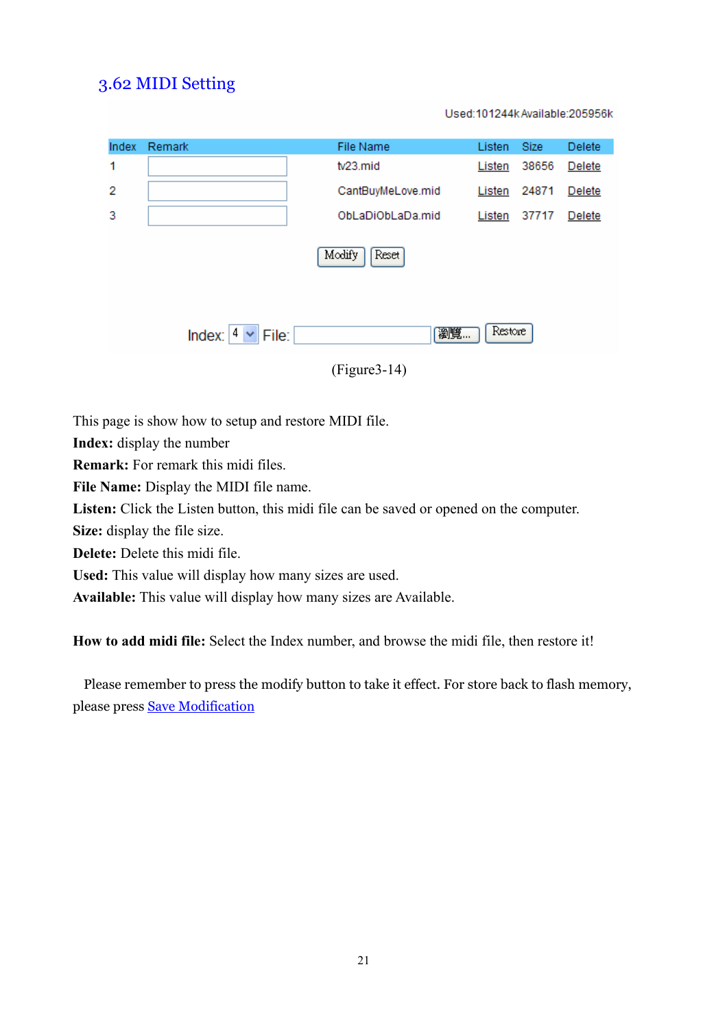## 3.62 MIDI Setting

Used:101244k Available:205956k

| Index | Remark | File Name | Listen | Size | Delete |
|---|---|---|---|---|---|
| 1 | | tv23.mid | Listen | 38656 | Delete |
| 2 | | CantBuyMeLove.mid | Listen | 24871 | Delete |
| 3 | | ObLaDiObLaDa.mid | Listen | 37717 | Delete |

Modify Reset

Index: 4 File: 瀏覽... Restore

(Figure3-14)

This page is show how to setup and restore MIDI file.

**Index:** display the number

**Remark:** For remark this midi files.

**File Name:** Display the MIDI file name.

**Listen:** Click the Listen button, this midi file can be saved or opened on the computer.

**Size:** display the file size.

**Delete:** Delete this midi file.

**Used:** This value will display how many sizes are used.

**Available:** This value will display how many sizes are Available.

**How to add midi file:** Select the Index number, and browse the midi file, then restore it!

Please remember to press the modify button to take it effect. For store back to flash memory, please press Save Modification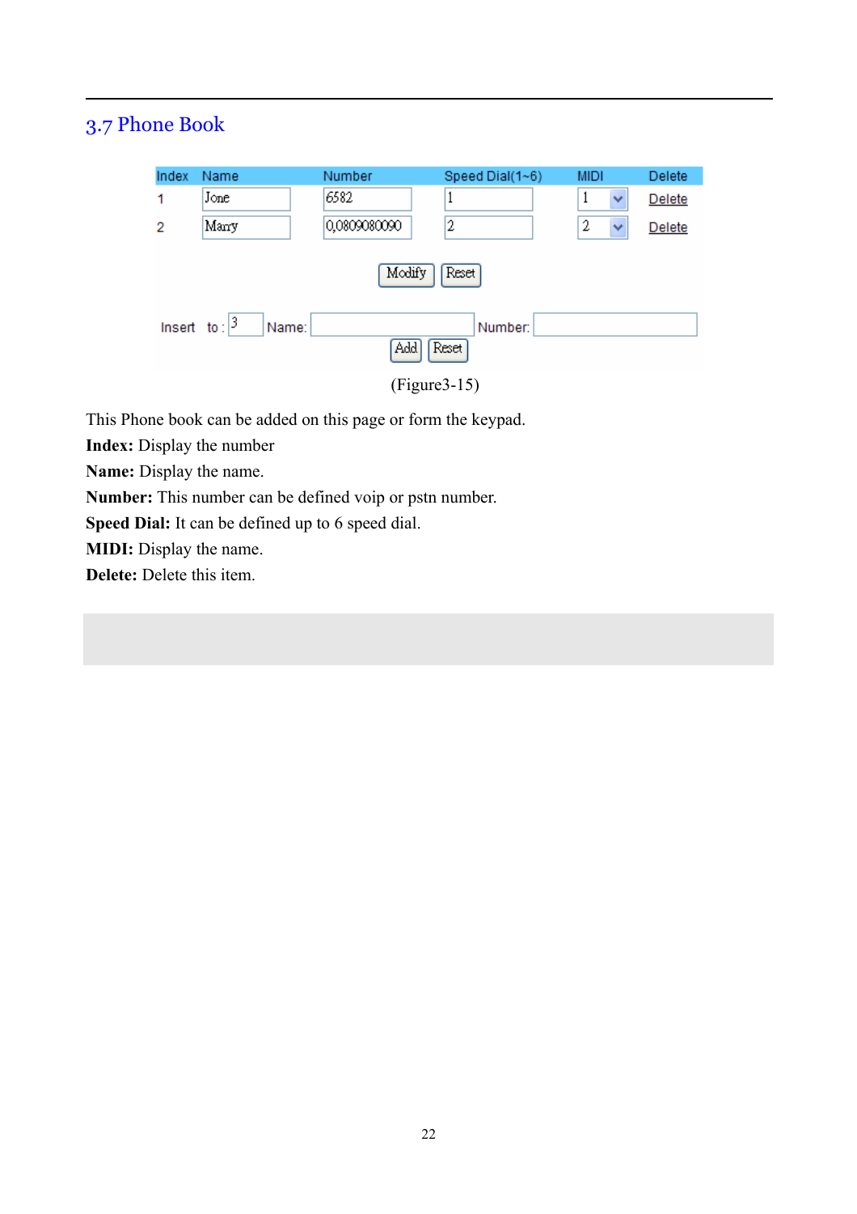## 3.7 Phone Book

| Index | Name | Number | Speed Dial(1~6) | MIDI | Delete |
|---|---|---|---|---|---|
| 1 | Jone | 6582 | 1 | 1 | Delete |
| 2 | Marry | 0,0809080090 | 2 | 2 | Delete |

Modify Reset

Insert to : 3 Name: Number:

Add Reset

(Figure3-15)

This Phone book can be added on this page or form the keypad.

**Index:** Display the number

**Name:** Display the name.

**Number:** This number can be defined voip or pstn number.

**Speed Dial:** It can be defined up to 6 speed dial.

**MIDI:** Display the name.

**Delete:** Delete this item.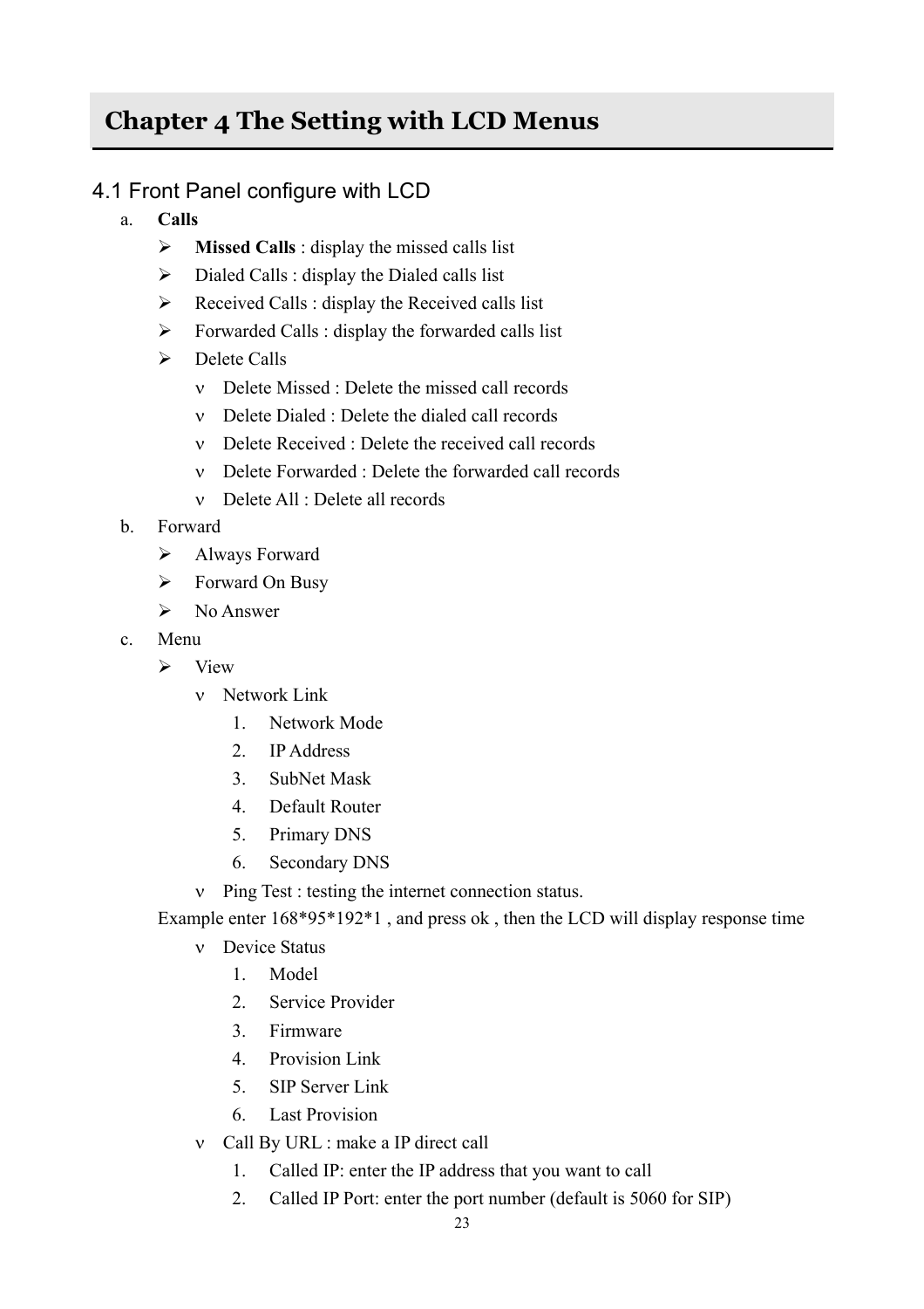# Chapter 4 The Setting with LCD Menus

## 4.1 Front Panel configure with LCD

a. **Calls**
   - **Missed Calls** : display the missed calls list
   - Dialed Calls : display the Dialed calls list
   - Received Calls : display the Received calls list
   - Forwarded Calls : display the forwarded calls list
   - Delete Calls
     - Delete Missed : Delete the missed call records
     - Delete Dialed : Delete the dialed call records
     - Delete Received : Delete the received call records
     - Delete Forwarded : Delete the forwarded call records
     - Delete All : Delete all records

b. Forward
   - Always Forward
   - Forward On Busy
   - No Answer

c. Menu
   - View
     - Network Link
       1. Network Mode
       2. IP Address
       3. SubNet Mask
       4. Default Router
       5. Primary DNS
       6. Secondary DNS
     - Ping Test : testing the internet connection status.

   Example enter 168*95*192*1 , and press ok , then the LCD will display response time

     - Device Status
       1. Model
       2. Service Provider
       3. Firmware
       4. Provision Link
       5. SIP Server Link
       6. Last Provision
     - Call By URL : make a IP direct call
       1. Called IP: enter the IP address that you want to call
       2. Called IP Port: enter the port number (default is 5060 for SIP)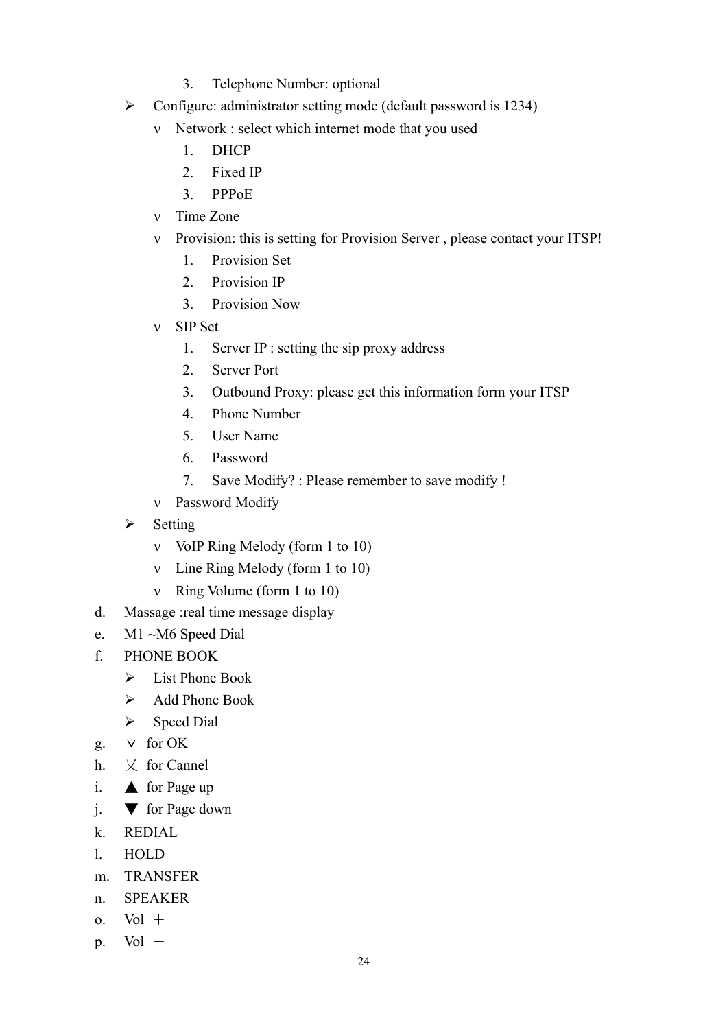3. Telephone Number: optional

- Configure: administrator setting mode (default password is 1234)
  - Network : select which internet mode that you used
    1. DHCP
    2. Fixed IP
    3. PPPoE
  - Time Zone
  - Provision: this is setting for Provision Server , please contact your ITSP!
    1. Provision Set
    2. Provision IP
    3. Provision Now
  - SIP Set
    1. Server IP : setting the sip proxy address
    2. Server Port
    3. Outbound Proxy: please get this information form your ITSP
    4. Phone Number
    5. User Name
    6. Password
    7. Save Modify? : Please remember to save modify !
  - Password Modify
- Setting
  - VoIP Ring Melody (form 1 to 10)
  - Line Ring Melody (form 1 to 10)
  - Ring Volume (form 1 to 10)

d. Massage :real time message display

e. M1 ~M6 Speed Dial

f. PHONE BOOK

- List Phone Book
- Add Phone Book
- Speed Dial

g. ∨ for OK

h. ㄨ for Cannel

i. ▲ for Page up

j. ▼ for Page down

k. REDIAL

l. HOLD

m. TRANSFER

n. SPEAKER

o. Vol ＋

p. Vol －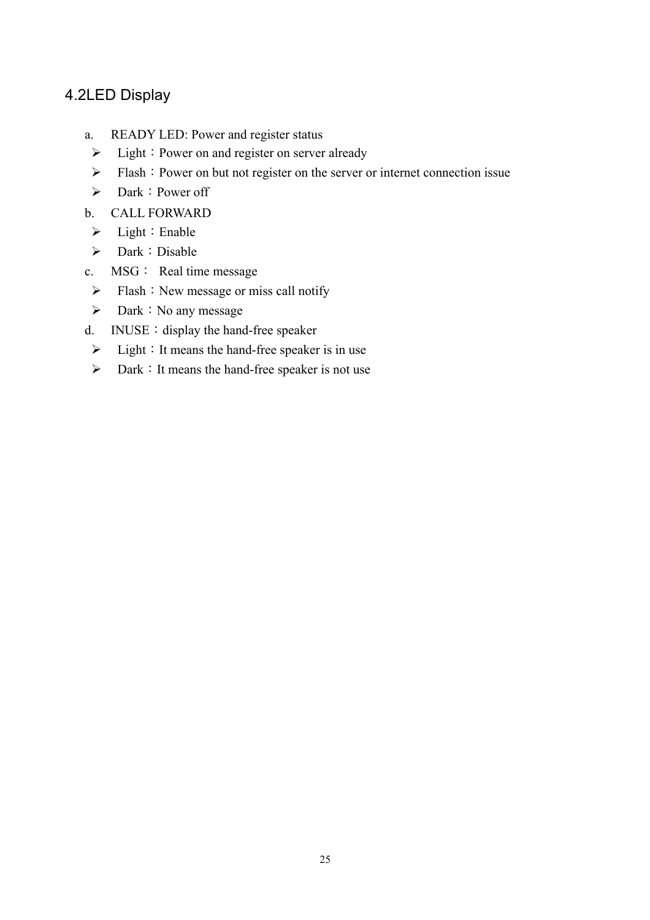## 4.2LED Display

a. READY LED: Power and register status
   - Light：Power on and register on server already
   - Flash：Power on but not register on the server or internet connection issue
   - Dark：Power off

b. CALL FORWARD
   - Light：Enable
   - Dark：Disable

c. MSG： Real time message
   - Flash：New message or miss call notify
   - Dark：No any message

d. INUSE：display the hand-free speaker
   - Light：It means the hand-free speaker is in use
   - Dark：It means the hand-free speaker is not use